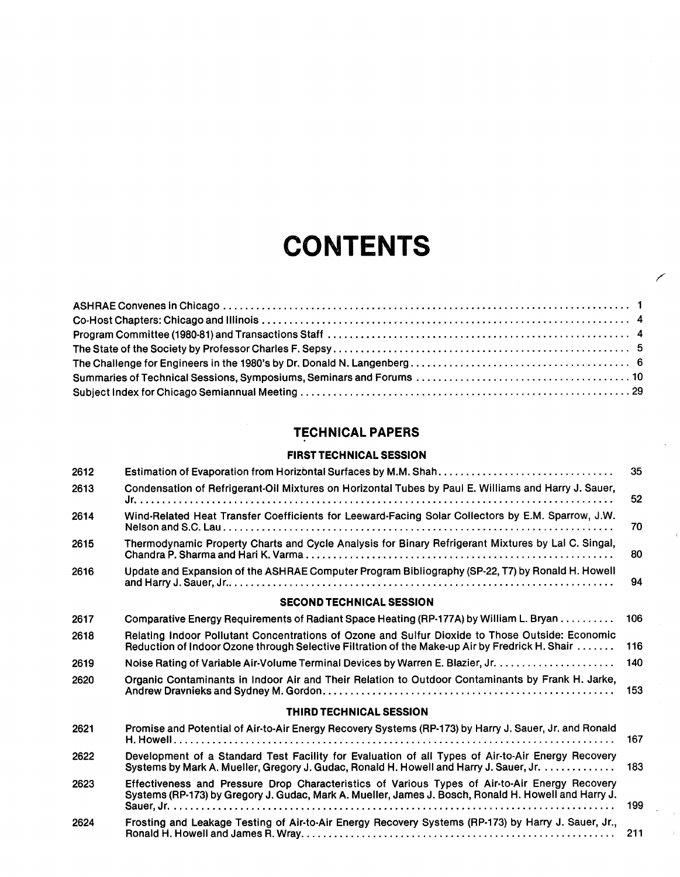# CONTENTS

ASHRAE Convenes in Chicago ........ 1
Co-Host Chapters: Chicago and Illinois ........ 4
Program Committee (1980-81) and Transactions Staff ........ 4
The State of the Society by Professor Charles F. Sepsy ........ 5
The Challenge for Engineers in the 1980's by Dr. Donald N. Langenberg ........ 6
Summaries of Technical Sessions, Symposiums, Seminars and Forums ........ 10
Subject Index for Chicago Semiannual Meeting ........ 29

## TECHNICAL PAPERS

### FIRST TECHNICAL SESSION

| | | |
|---|---|---|
| 2612 | Estimation of Evaporation from Horizontal Surfaces by M.M. Shah ........ | 35 |
| 2613 | Condensation of Refrigerant-Oil Mixtures on Horizontal Tubes by Paul E. Williams and Harry J. Sauer, Jr. ........ | 52 |
| 2614 | Wind-Related Heat Transfer Coefficients for Leeward-Facing Solar Collectors by E.M. Sparrow, J.W. Nelson and S.C. Lau ........ | 70 |
| 2615 | Thermodynamic Property Charts and Cycle Analysis for Binary Refrigerant Mixtures by Lal C. Singal, Chandra P. Sharma and Hari K. Varma ........ | 80 |
| 2616 | Update and Expansion of the ASHRAE Computer Program Bibliography (SP-22, T7) by Ronald H. Howell and Harry J. Sauer, Jr. ........ | 94 |

### SECOND TECHNICAL SESSION

| | | |
|---|---|---|
| 2617 | Comparative Energy Requirements of Radiant Space Heating (RP-177A) by William L. Bryan ........ | 106 |
| 2618 | Relating Indoor Pollutant Concentrations of Ozone and Sulfur Dioxide to Those Outside: Economic Reduction of Indoor Ozone through Selective Filtration of the Make-up Air by Fredrick H. Shair ........ | 116 |
| 2619 | Noise Rating of Variable Air-Volume Terminal Devices by Warren E. Blazier, Jr. ........ | 140 |
| 2620 | Organic Contaminants in Indoor Air and Their Relation to Outdoor Contaminants by Frank H. Jarke, Andrew Dravnieks and Sydney M. Gordon ........ | 153 |

### THIRD TECHNICAL SESSION

| | | |
|---|---|---|
| 2621 | Promise and Potential of Air-to-Air Energy Recovery Systems (RP-173) by Harry J. Sauer, Jr. and Ronald H. Howell ........ | 167 |
| 2622 | Development of a Standard Test Facility for Evaluation of all Types of Air-to-Air Energy Recovery Systems by Mark A. Mueller, Gregory J. Gudac, Ronald H. Howell and Harry J. Sauer, Jr. ........ | 183 |
| 2623 | Effectiveness and Pressure Drop Characteristics of Various Types of Air-to-Air Energy Recovery Systems (RP-173) by Gregory J. Gudac, Mark A. Mueller, James J. Bosch, Ronald H. Howell and Harry J. Sauer, Jr. ........ | 199 |
| 2624 | Frosting and Leakage Testing of Air-to-Air Energy Recovery Systems (RP-173) by Harry J. Sauer, Jr., Ronald H. Howell and James R. Wray ........ | 211 |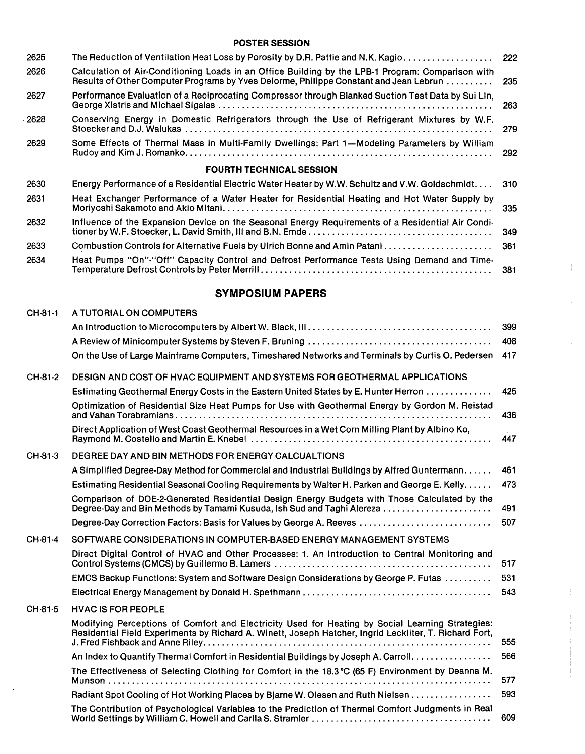### POSTER SESSION

| | | |
|---|---|---|
| 2625 | The Reduction of Ventilation Heat Loss by Porosity by D.R. Pattie and N.K. Kagio | 222 |
| 2626 | Calculation of Air-Conditioning Loads in an Office Building by the LPB-1 Program: Comparison with Results of Other Computer Programs by Yves Delorme, Philippe Constant and Jean Lebrun | 235 |
| 2627 | Performance Evaluation of a Reciprocating Compressor through Blanked Suction Test Data by Sui Lin, George Xistris and Michael Sigalas | 263 |
| 2628 | Conserving Energy in Domestic Refrigerators through the Use of Refrigerant Mixtures by W.F. Stoecker and D.J. Walukas | 279 |
| 2629 | Some Effects of Thermal Mass in Multi-Family Dwellings: Part 1—Modeling Parameters by William Rudoy and Kim J. Romanko | 292 |

### FOURTH TECHNICAL SESSION

| | | |
|---|---|---|
| 2630 | Energy Performance of a Residential Electric Water Heater by W.W. Schultz and V.W. Goldschmidt | 310 |
| 2631 | Heat Exchanger Performance of a Water Heater for Residential Heating and Hot Water Supply by Moriyoshi Sakamoto and Akio Mitani | 335 |
| 2632 | Influence of the Expansion Device on the Seasonal Energy Requirements of a Residential Air Conditioner by W.F. Stoecker, L. David Smith, III and B.N. Emde | 349 |
| 2633 | Combustion Controls for Alternative Fuels by Ulrich Bonne and Amin Patani | 361 |
| 2634 | Heat Pumps "On"-"Off" Capacity Control and Defrost Performance Tests Using Demand and Time-Temperature Defrost Controls by Peter Merrill | 381 |

## SYMPOSIUM PAPERS

**CH-81-1 A TUTORIAL ON COMPUTERS**

| | |
|---|---|
| An Introduction to Microcomputers by Albert W. Black, III | 399 |
| A Review of Minicomputer Systems by Steven F. Bruning | 408 |
| On the Use of Large Mainframe Computers, Timeshared Networks and Terminals by Curtis O. Pedersen | 417 |

**CH-81-2 DESIGN AND COST OF HVAC EQUIPMENT AND SYSTEMS FOR GEOTHERMAL APPLICATIONS**

| | |
|---|---|
| Estimating Geothermal Energy Costs in the Eastern United States by E. Hunter Herron | 425 |
| Optimization of Residential Size Heat Pumps for Use with Geothermal Energy by Gordon M. Reistad and Vahan Torabramians | 436 |
| Direct Application of West Coast Geothermal Resources in a Wet Corn Milling Plant by Albino Ko, Raymond M. Costello and Martin E. Knebel | 447 |

**CH-81-3 DEGREE DAY AND BIN METHODS FOR ENERGY CALCUALTIONS**

| | |
|---|---|
| A Simplified Degree-Day Method for Commercial and Industrial Buildings by Alfred Guntermann | 461 |
| Estimating Residential Seasonal Cooling Requirements by Walter H. Parken and George E. Kelly | 473 |
| Comparison of DOE-2-Generated Residential Design Energy Budgets with Those Calculated by the Degree-Day and Bin Methods by Tamami Kusuda, Ish Sud and Taghi Alereza | 491 |
| Degree-Day Correction Factors: Basis for Values by George A. Reeves | 507 |

**CH-81-4 SOFTWARE CONSIDERATIONS IN COMPUTER-BASED ENERGY MANAGEMENT SYSTEMS**

| | |
|---|---|
| Direct Digital Control of HVAC and Other Processes: 1. An Introduction to Central Monitoring and Control Systems (CMCS) by Guillermo B. Lamers | 517 |
| EMCS Backup Functions: System and Software Design Considerations by George P. Futas | 531 |
| Electrical Energy Management by Donald H. Spethmann | 543 |

**CH-81-5 HVAC IS FOR PEOPLE**

| | |
|---|---|
| Modifying Perceptions of Comfort and Electricity Used for Heating by Social Learning Strategies: Residential Field Experiments by Richard A. Winett, Joseph Hatcher, Ingrid Leckliter, T. Richard Fort, J. Fred Fishback and Anne Riley | 555 |
| An Index to Quantify Thermal Comfort in Residential Buildings by Joseph A. Carroll | 566 |
| The Effectiveness of Selecting Clothing for Comfort in the 18.3°C (65 F) Environment by Deanna M. Munson | 577 |
| Radiant Spot Cooling of Hot Working Places by Bjarne W. Olesen and Ruth Nielsen | 593 |
| The Contribution of Psychological Variables to the Prediction of Thermal Comfort Judgments in Real World Settings by William C. Howell and Carlla S. Stramler | 609 |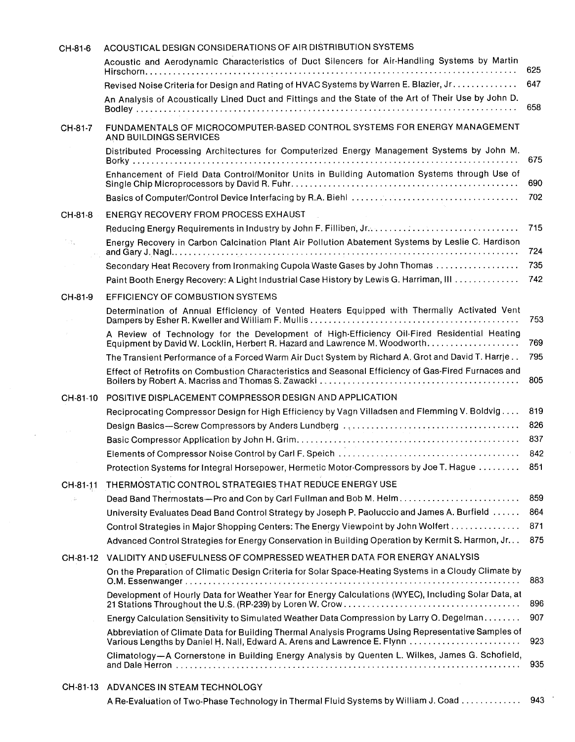CH-81-6 ACOUSTICAL DESIGN CONSIDERATIONS OF AIR DISTRIBUTION SYSTEMS

- Acoustic and Aerodynamic Characteristics of Duct Silencers for Air-Handling Systems by Martin Hirschorn .......... 625
- Revised Noise Criteria for Design and Rating of HVAC Systems by Warren E. Blazier, Jr .......... 647
- An Analysis of Acoustically Lined Duct and Fittings and the State of the Art of Their Use by John D. Bodley .......... 658

CH-81-7 FUNDAMENTALS OF MICROCOMPUTER-BASED CONTROL SYSTEMS FOR ENERGY MANAGEMENT AND BUILDINGS SERVICES

- Distributed Processing Architectures for Computerized Energy Management Systems by John M. Borky .......... 675
- Enhancement of Field Data Control/Monitor Units in Building Automation Systems through Use of Single Chip Microprocessors by David R. Fuhr .......... 690
- Basics of Computer/Control Device Interfacing by R.A. Biehl .......... 702

CH-81-8 ENERGY RECOVERY FROM PROCESS EXHAUST

- Reducing Energy Requirements in Industry by John F. Filliben, Jr .......... 715
- Energy Recovery in Carbon Calcination Plant Air Pollution Abatement Systems by Leslie C. Hardison and Gary J. Nagl .......... 724
- Secondary Heat Recovery from Ironmaking Cupola Waste Gases by John Thomas .......... 735
- Paint Booth Energy Recovery: A Light Industrial Case History by Lewis G. Harriman, III .......... 742

CH-81-9 EFFICIENCY OF COMBUSTION SYSTEMS

- Determination of Annual Efficiency of Vented Heaters Equipped with Thermally Activated Vent Dampers by Esher R. Kweller and William F. Mullis .......... 753
- A Review of Technology for the Development of High-Efficiency Oil-Fired Residential Heating Equipment by David W. Locklin, Herbert R. Hazard and Lawrence M. Woodworth .......... 769
- The Transient Performance of a Forced Warm Air Duct System by Richard A. Grot and David T. Harrje .......... 795
- Effect of Retrofits on Combustion Characteristics and Seasonal Efficiency of Gas-Fired Furnaces and Boilers by Robert A. Macriss and Thomas S. Zawacki .......... 805

CH-81-10 POSITIVE DISPLACEMENT COMPRESSOR DESIGN AND APPLICATION

- Reciprocating Compressor Design for High Efficiency by Vagn Villadsen and Flemming V. Boldvig .......... 819
- Design Basics—Screw Compressors by Anders Lundberg .......... 826
- Basic Compressor Application by John H. Grim .......... 837
- Elements of Compressor Noise Control by Carl F. Speich .......... 842
- Protection Systems for Integral Horsepower, Hermetic Motor-Compressors by Joe T. Hague .......... 851

CH-81-11 THERMOSTATIC CONTROL STRATEGIES THAT REDUCE ENERGY USE

- Dead Band Thermostats—Pro and Con by Carl Fullman and Bob M. Helm .......... 859
- University Evaluates Dead Band Control Strategy by Joseph P. Paoluccio and James A. Burfield .......... 864
- Control Strategies in Major Shopping Centers: The Energy Viewpoint by John Wolfert .......... 871
- Advanced Control Strategies for Energy Conservation in Building Operation by Kermit S. Harmon, Jr .......... 875

CH-81-12 VALIDITY AND USEFULNESS OF COMPRESSED WEATHER DATA FOR ENERGY ANALYSIS

- On the Preparation of Climatic Design Criteria for Solar Space-Heating Systems in a Cloudy Climate by O.M. Essenwanger .......... 883
- Development of Hourly Data for Weather Year for Energy Calculations (WYEC), Including Solar Data, at 21 Stations Throughout the U.S. (RP-239) by Loren W. Crow .......... 896
- Energy Calculation Sensitivity to Simulated Weather Data Compression by Larry O. Degelman .......... 907
- Abbreviation of Climate Data for Building Thermal Analysis Programs Using Representative Samples of Various Lengths by Daniel H. Nall, Edward A. Arens and Lawrence E. Flynn .......... 923
- Climatology—A Cornerstone in Building Energy Analysis by Quenten L. Wilkes, James G. Schofield, and Dale Herron .......... 935

CH-81-13 ADVANCES IN STEAM TECHNOLOGY

- A Re-Evaluation of Two-Phase Technology in Thermal Fluid Systems by William J. Coad .......... 943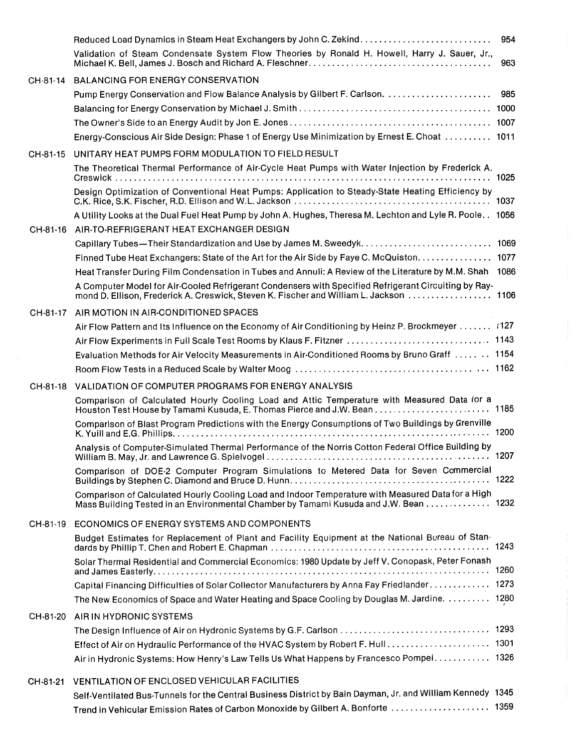Reduced Load Dynamics in Steam Heat Exchangers by John C. Zekind ........................... 954

Validation of Steam Condensate System Flow Theories by Ronald H. Howell, Harry J. Sauer, Jr., Michael K. Bell, James J. Bosch and Richard A. Fleschner ........................................ 963

## CH-81-14 BALANCING FOR ENERGY CONSERVATION

Pump Energy Conservation and Flow Balance Analysis by Gilbert F. Carlson. ...................... 985

Balancing for Energy Conservation by Michael J. Smith ........................................ 1000

The Owner's Side to an Energy Audit by Jon E. Jones ........................................ 1007

Energy-Conscious Air Side Design: Phase 1 of Energy Use Minimization by Ernest E. Choat .......... 1011

## CH-81-15 UNITARY HEAT PUMPS FORM MODULATION TO FIELD RESULT

The Theoretical Thermal Performance of Air-Cycle Heat Pumps with Water Injection by Frederick A. Creswick ........................................ 1025

Design Optimization of Conventional Heat Pumps: Application to Steady-State Heating Efficiency by C.K. Rice, S.K. Fischer, R.D. Ellison and W.L. Jackson ........................................ 1037

A Utility Looks at the Dual Fuel Heat Pump by John A. Hughes, Theresa M. Lechton and Lyle R. Poole.. 1056

## CH-81-16 AIR-TO-REFRIGERANT HEAT EXCHANGER DESIGN

Capillary Tubes—Their Standardization and Use by James M. Sweedyk. ........................... 1069

Finned Tube Heat Exchangers: State of the Art for the Air Side by Faye C. McQuiston. ............... 1077

Heat Transfer During Film Condensation in Tubes and Annuli: A Review of the Literature by M.M. Shah 1086

A Computer Model for Air-Cooled Refrigerant Condensers with Specified Refrigerant Circuiting by Raymond D. Ellison, Frederick A. Creswick, Steven K. Fischer and William L. Jackson .................. 1106

## CH-81-17 AIR MOTION IN AIR-CONDITIONED SPACES

Air Flow Pattern and Its Influence on the Economy of Air Conditioning by Heinz P. Brockmeyer ....... 1127

Air Flow Experiments in Full Scale Test Rooms by Klaus F. Fitzner ........................................ 1143

Evaluation Methods for Air Velocity Measurements in Air-Conditioned Rooms by Bruno Graff ...... .. 1154

Room Flow Tests in a Reduced Scale by Walter Moog ........................................ 1162

## CH-81-18 VALIDATION OF COMPUTER PROGRAMS FOR ENERGY ANALYSIS

Comparison of Calculated Hourly Cooling Load and Attic Temperature with Measured Data for a Houston Test House by Tamami Kusuda, E. Thomas Pierce and J.W. Bean ........................ 1185

Comparison of Blast Program Predictions with the Energy Consumptions of Two Buildings by Grenville K. Yuill and E.G. Phillips. ........................................ 1200

Analysis of Computer-Simulated Thermal Performance of the Norris Cotton Federal Office Building by William B. May, Jr. and Lawrence G. Spielvogel ........................................ 1207

Comparison of DOE-2 Computer Program Simulations to Metered Data for Seven Commercial Buildings by Stephen C. Diamond and Bruce D. Hunn. ........................................ 1222

Comparison of Calculated Hourly Cooling Load and Indoor Temperature with Measured Data for a High Mass Building Tested in an Environmental Chamber by Tamami Kusuda and J.W. Bean ............. 1232

## CH-81-19 ECONOMICS OF ENERGY SYSTEMS AND COMPONENTS

Budget Estimates for Replacement of Plant and Facility Equipment at the National Bureau of Standards by Phillip T. Chen and Robert E. Chapman ........................................ 1243

Solar Thermal Residential and Commercial Economics: 1980 Update by Jeff V. Conopask, Peter Fonash and James Easterly. ........................................ 1260

Capital Financing Difficulties of Solar Collector Manufacturers by Anna Fay Friedlander. ............ 1273

The New Economics of Space and Water Heating and Space Cooling by Douglas M. Jardine. ......... 1280

## CH-81-20 AIR IN HYDRONIC SYSTEMS

The Design Influence of Air on Hydronic Systems by G.F. Carlson ........................................ 1293

Effect of Air on Hydraulic Performance of the HVAC System by Robert F. Hull ...................... 1301

Air in Hydronic Systems: How Henry's Law Tells Us What Happens by Francesco Pompei. ........... 1326

## CH-81-21 VENTILATION OF ENCLOSED VEHICULAR FACILITIES

Self-Ventilated Bus-Tunnels for the Central Business District by Bain Dayman, Jr. and William Kennedy 1345

Trend in Vehicular Emission Rates of Carbon Monoxide by Gilbert A. Bonforte ..................... 1359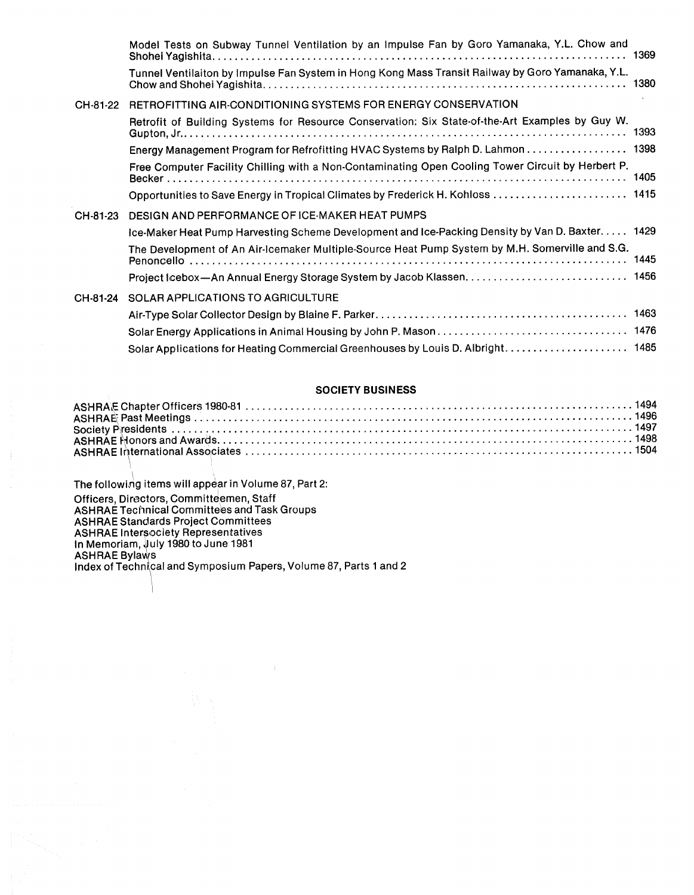Model Tests on Subway Tunnel Ventilation by an Impulse Fan by Goro Yamanaka, Y.L. Chow and Shohei Yagishita .......... 1369

Tunnel Ventilaiton by Impulse Fan System in Hong Kong Mass Transit Railway by Goro Yamanaka, Y.L. Chow and Shohei Yagishita .......... 1380

CH-81-22 RETROFITTING AIR-CONDITIONING SYSTEMS FOR ENERGY CONSERVATION

Retrofit of Building Systems for Resource Conservation: Six State-of-the-Art Examples by Guy W. Gupton, Jr. .......... 1393

Energy Management Program for Refrofitting HVAC Systems by Ralph D. Lahmon .......... 1398

Free Computer Facility Chilling with a Non-Contaminating Open Cooling Tower Circuit by Herbert P. Becker .......... 1405

Opportunities to Save Energy in Tropical Climates by Frederick H. Kohloss .......... 1415

CH-81-23 DESIGN AND PERFORMANCE OF ICE-MAKER HEAT PUMPS

Ice-Maker Heat Pump Harvesting Scheme Development and Ice-Packing Density by Van D. Baxter .......... 1429

The Development of An Air-Icemaker Multiple-Source Heat Pump System by M.H. Somerville and S.G. Penoncello .......... 1445

Project Icebox—An Annual Energy Storage System by Jacob Klassen .......... 1456

CH-81-24 SOLAR APPLICATIONS TO AGRICULTURE

Air-Type Solar Collector Design by Blaine F. Parker .......... 1463

Solar Energy Applications in Animal Housing by John P. Mason .......... 1476

Solar Applications for Heating Commercial Greenhouses by Louis D. Albright .......... 1485

## SOCIETY BUSINESS

ASHRAE Chapter Officers 1980-81 .......... 1494
ASHRAE Past Meetings .......... 1496
Society Presidents .......... 1497
ASHRAE Honors and Awards .......... 1498
ASHRAE International Associates .......... 1504

The following items will appear in Volume 87, Part 2:

Officers, Directors, Committeemen, Staff
ASHRAE Technical Committees and Task Groups
ASHRAE Standards Project Committees
ASHRAE Intersociety Representatives
In Memoriam, July 1980 to June 1981
ASHRAE Bylaws
Index of Technical and Symposium Papers, Volume 87, Parts 1 and 2